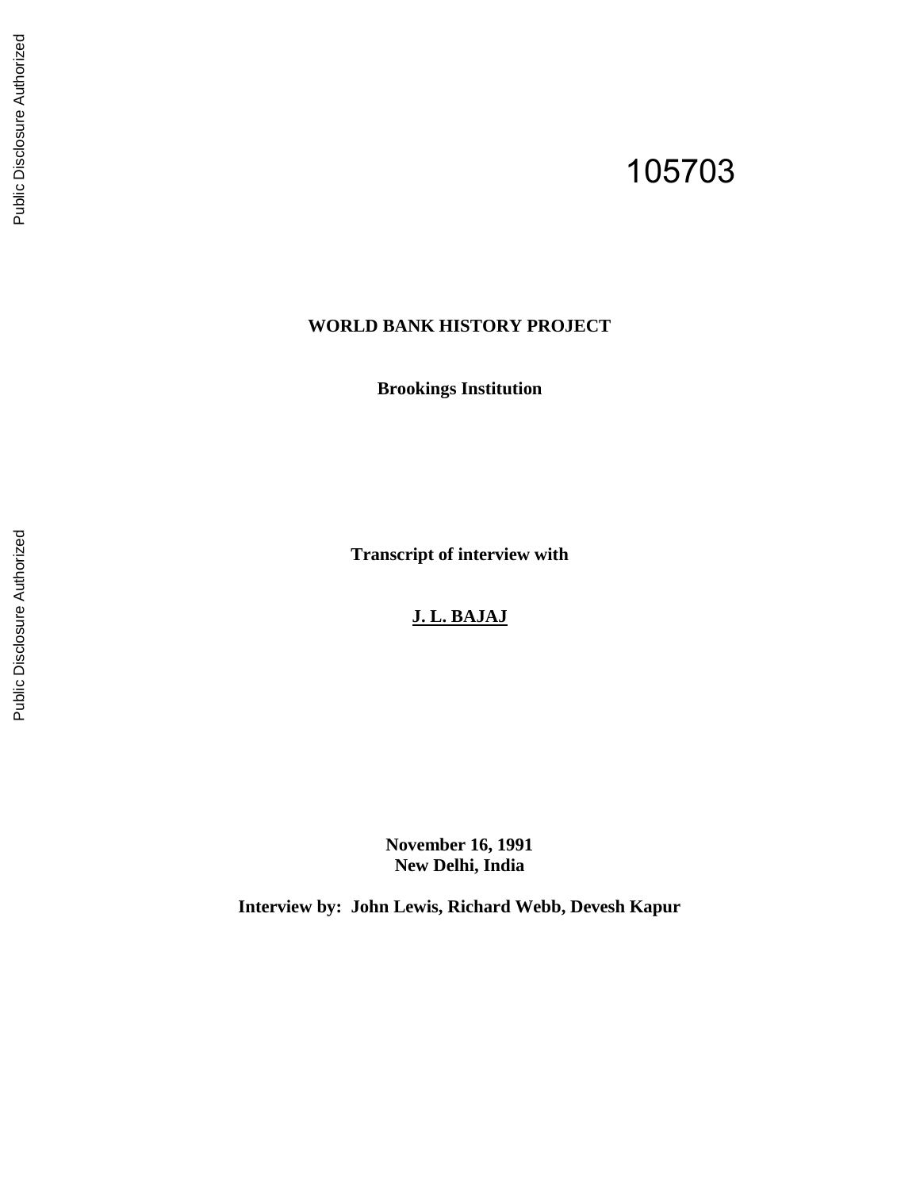105703

**WORLD BANK HISTORY PROJECT**

**Brookings Institution**

**Transcript of interview with**

**J. L. BAJAJ**

**November 16, 1991**
**New Delhi, India**

**Interview by: John Lewis, Richard Webb, Devesh Kapur**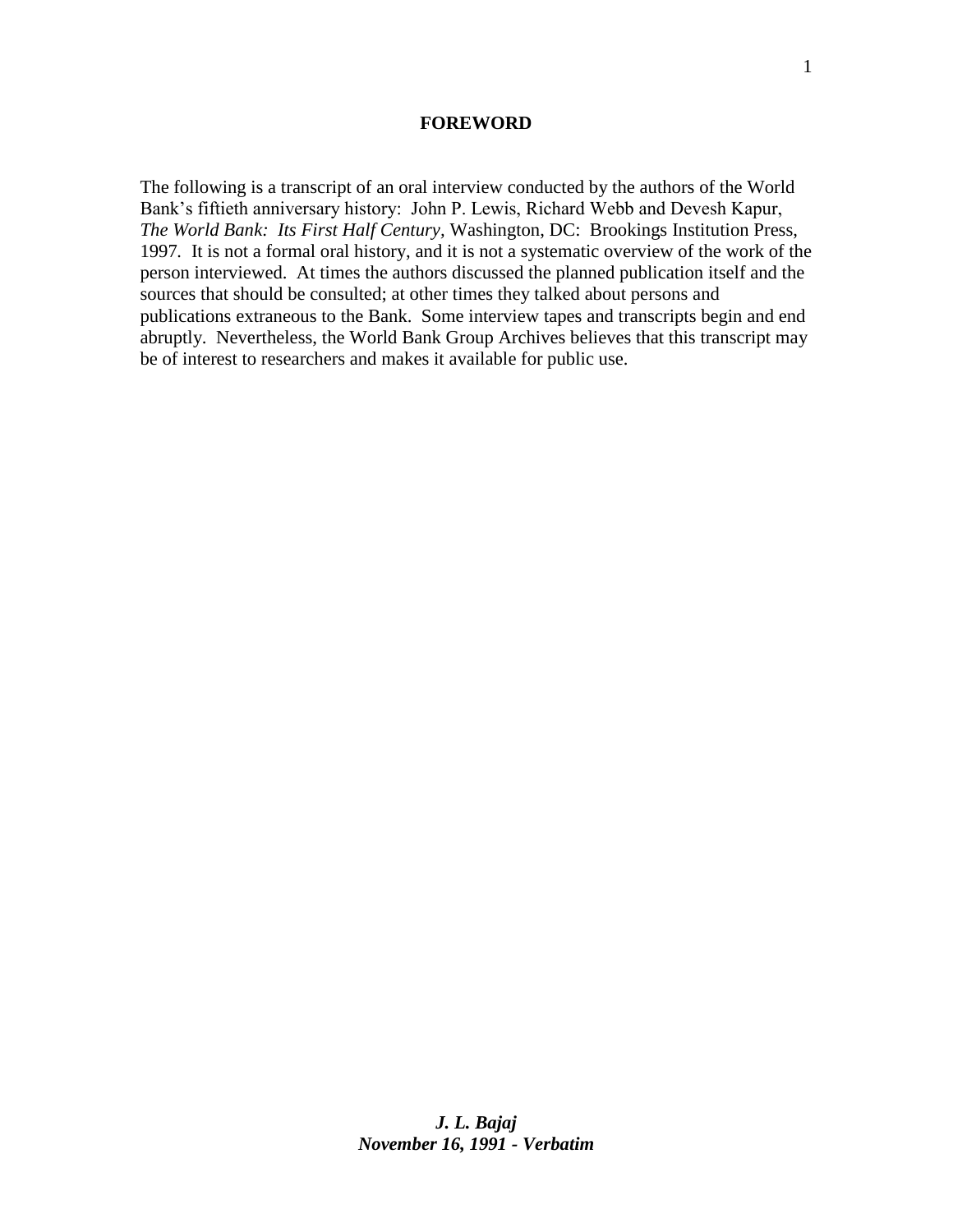# FOREWORD

The following is a transcript of an oral interview conducted by the authors of the World Bank's fiftieth anniversary history: John P. Lewis, Richard Webb and Devesh Kapur, *The World Bank: Its First Half Century,* Washington, DC: Brookings Institution Press, 1997. It is not a formal oral history, and it is not a systematic overview of the work of the person interviewed. At times the authors discussed the planned publication itself and the sources that should be consulted; at other times they talked about persons and publications extraneous to the Bank. Some interview tapes and transcripts begin and end abruptly. Nevertheless, the World Bank Group Archives believes that this transcript may be of interest to researchers and makes it available for public use.

***J. L. Bajaj***
***November 16, 1991 - Verbatim***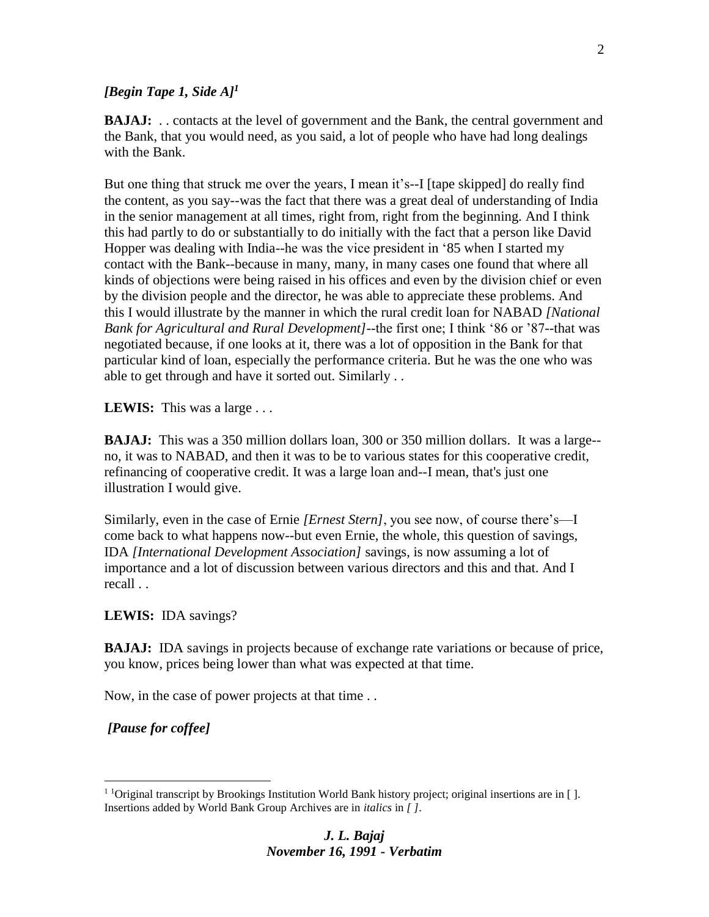***[Begin Tape 1, Side A]***[1]

**BAJAJ:** . . contacts at the level of government and the Bank, the central government and the Bank, that you would need, as you said, a lot of people who have had long dealings with the Bank.

But one thing that struck me over the years, I mean it's--I [tape skipped] do really find the content, as you say--was the fact that there was a great deal of understanding of India in the senior management at all times, right from, right from the beginning. And I think this had partly to do or substantially to do initially with the fact that a person like David Hopper was dealing with India--he was the vice president in '85 when I started my contact with the Bank--because in many, many, in many cases one found that where all kinds of objections were being raised in his offices and even by the division chief or even by the division people and the director, he was able to appreciate these problems. And this I would illustrate by the manner in which the rural credit loan for NABAD *[National Bank for Agricultural and Rural Development]*--the first one; I think '86 or '87--that was negotiated because, if one looks at it, there was a lot of opposition in the Bank for that particular kind of loan, especially the performance criteria. But he was the one who was able to get through and have it sorted out. Similarly . .

**LEWIS:** This was a large . . .

**BAJAJ:** This was a 350 million dollars loan, 300 or 350 million dollars. It was a large--no, it was to NABAD, and then it was to be to various states for this cooperative credit, refinancing of cooperative credit. It was a large loan and--I mean, that's just one illustration I would give.

Similarly, even in the case of Ernie *[Ernest Stern]*, you see now, of course there's—I come back to what happens now--but even Ernie, the whole, this question of savings, IDA *[International Development Association]* savings, is now assuming a lot of importance and a lot of discussion between various directors and this and that. And I recall . .

**LEWIS:** IDA savings?

**BAJAJ:** IDA savings in projects because of exchange rate variations or because of price, you know, prices being lower than what was expected at that time.

Now, in the case of power projects at that time . .

***[Pause for coffee]***

---

[1] Original transcript by Brookings Institution World Bank history project; original insertions are in [ ]. Insertions added by World Bank Group Archives are in *italics* in *[ ]*.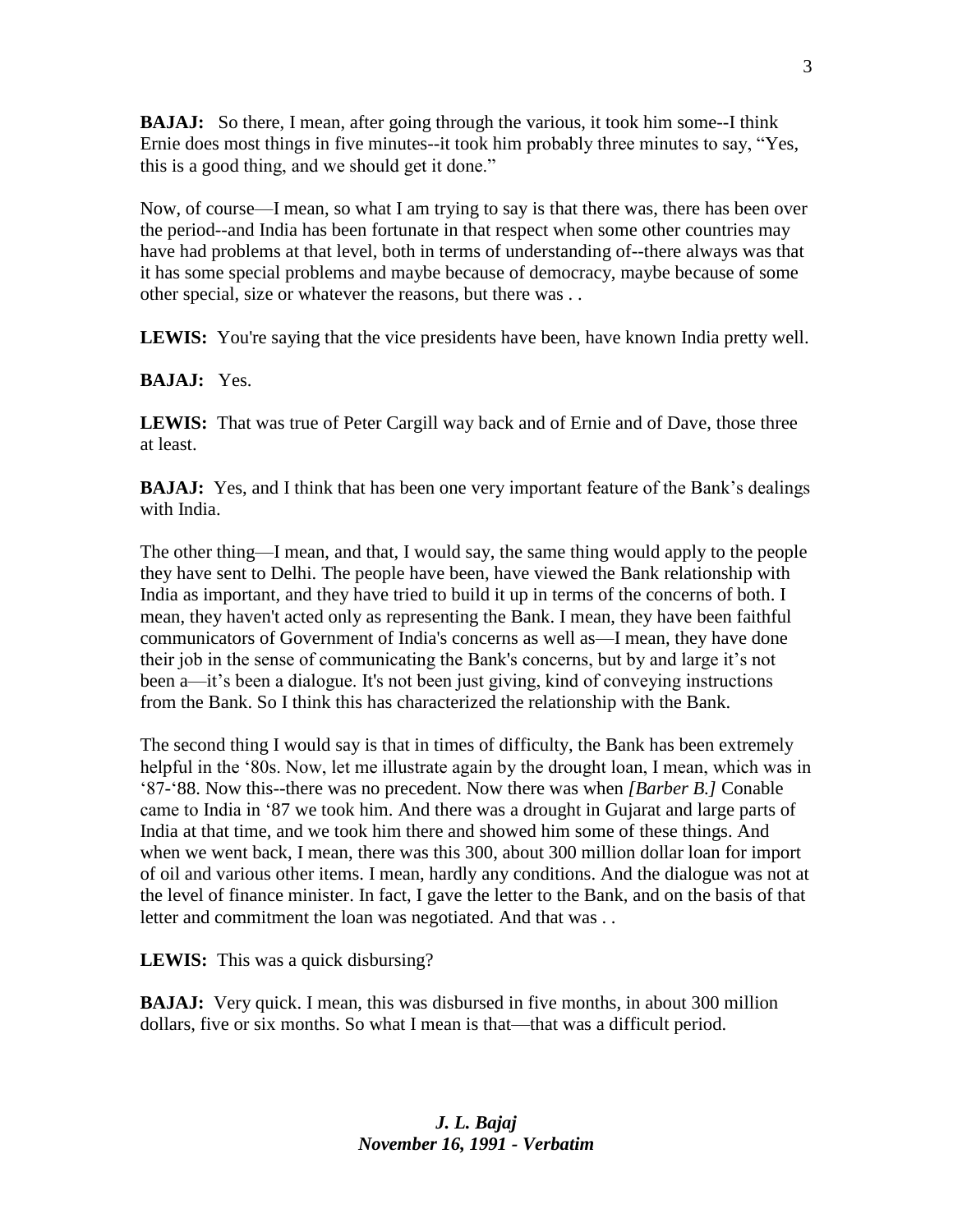**BAJAJ:** So there, I mean, after going through the various, it took him some--I think Ernie does most things in five minutes--it took him probably three minutes to say, "Yes, this is a good thing, and we should get it done."

Now, of course—I mean, so what I am trying to say is that there was, there has been over the period--and India has been fortunate in that respect when some other countries may have had problems at that level, both in terms of understanding of--there always was that it has some special problems and maybe because of democracy, maybe because of some other special, size or whatever the reasons, but there was . .

**LEWIS:** You're saying that the vice presidents have been, have known India pretty well.

**BAJAJ:** Yes.

**LEWIS:** That was true of Peter Cargill way back and of Ernie and of Dave, those three at least.

**BAJAJ:** Yes, and I think that has been one very important feature of the Bank's dealings with India.

The other thing—I mean, and that, I would say, the same thing would apply to the people they have sent to Delhi. The people have been, have viewed the Bank relationship with India as important, and they have tried to build it up in terms of the concerns of both. I mean, they haven't acted only as representing the Bank. I mean, they have been faithful communicators of Government of India's concerns as well as—I mean, they have done their job in the sense of communicating the Bank's concerns, but by and large it's not been a—it's been a dialogue. It's not been just giving, kind of conveying instructions from the Bank. So I think this has characterized the relationship with the Bank.

The second thing I would say is that in times of difficulty, the Bank has been extremely helpful in the '80s. Now, let me illustrate again by the drought loan, I mean, which was in '87-'88. Now this--there was no precedent. Now there was when *[Barber B.]* Conable came to India in '87 we took him. And there was a drought in Gujarat and large parts of India at that time, and we took him there and showed him some of these things. And when we went back, I mean, there was this 300, about 300 million dollar loan for import of oil and various other items. I mean, hardly any conditions. And the dialogue was not at the level of finance minister. In fact, I gave the letter to the Bank, and on the basis of that letter and commitment the loan was negotiated. And that was . .

**LEWIS:** This was a quick disbursing?

**BAJAJ:** Very quick. I mean, this was disbursed in five months, in about 300 million dollars, five or six months. So what I mean is that—that was a difficult period.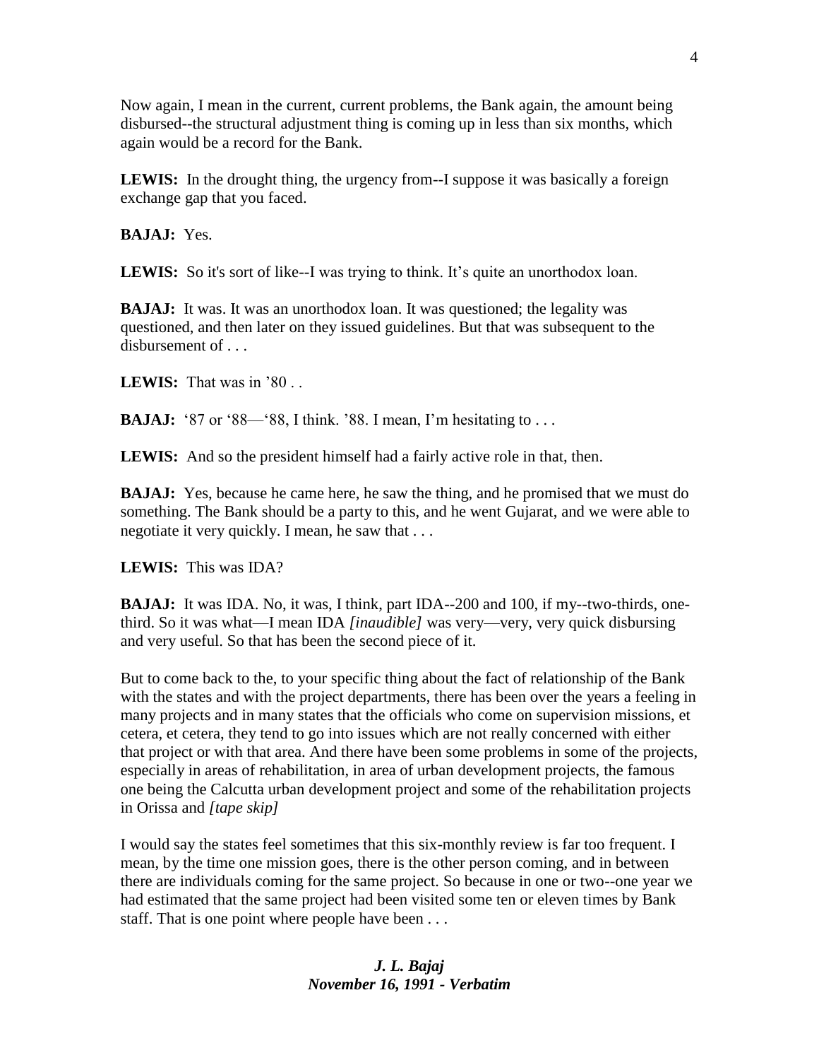Now again, I mean in the current, current problems, the Bank again, the amount being disbursed--the structural adjustment thing is coming up in less than six months, which again would be a record for the Bank.

**LEWIS:** In the drought thing, the urgency from--I suppose it was basically a foreign exchange gap that you faced.

**BAJAJ:** Yes.

**LEWIS:** So it's sort of like--I was trying to think. It's quite an unorthodox loan.

**BAJAJ:** It was. It was an unorthodox loan. It was questioned; the legality was questioned, and then later on they issued guidelines. But that was subsequent to the disbursement of . . .

**LEWIS:** That was in '80 . .

**BAJAJ:** '87 or '88—'88, I think. '88. I mean, I'm hesitating to . . .

**LEWIS:** And so the president himself had a fairly active role in that, then.

**BAJAJ:** Yes, because he came here, he saw the thing, and he promised that we must do something. The Bank should be a party to this, and he went Gujarat, and we were able to negotiate it very quickly. I mean, he saw that . . .

**LEWIS:** This was IDA?

**BAJAJ:** It was IDA. No, it was, I think, part IDA--200 and 100, if my--two-thirds, one-third. So it was what—I mean IDA *[inaudible]* was very—very, very quick disbursing and very useful. So that has been the second piece of it.

But to come back to the, to your specific thing about the fact of relationship of the Bank with the states and with the project departments, there has been over the years a feeling in many projects and in many states that the officials who come on supervision missions, et cetera, et cetera, they tend to go into issues which are not really concerned with either that project or with that area. And there have been some problems in some of the projects, especially in areas of rehabilitation, in area of urban development projects, the famous one being the Calcutta urban development project and some of the rehabilitation projects in Orissa and *[tape skip]*

I would say the states feel sometimes that this six-monthly review is far too frequent. I mean, by the time one mission goes, there is the other person coming, and in between there are individuals coming for the same project. So because in one or two--one year we had estimated that the same project had been visited some ten or eleven times by Bank staff. That is one point where people have been . . .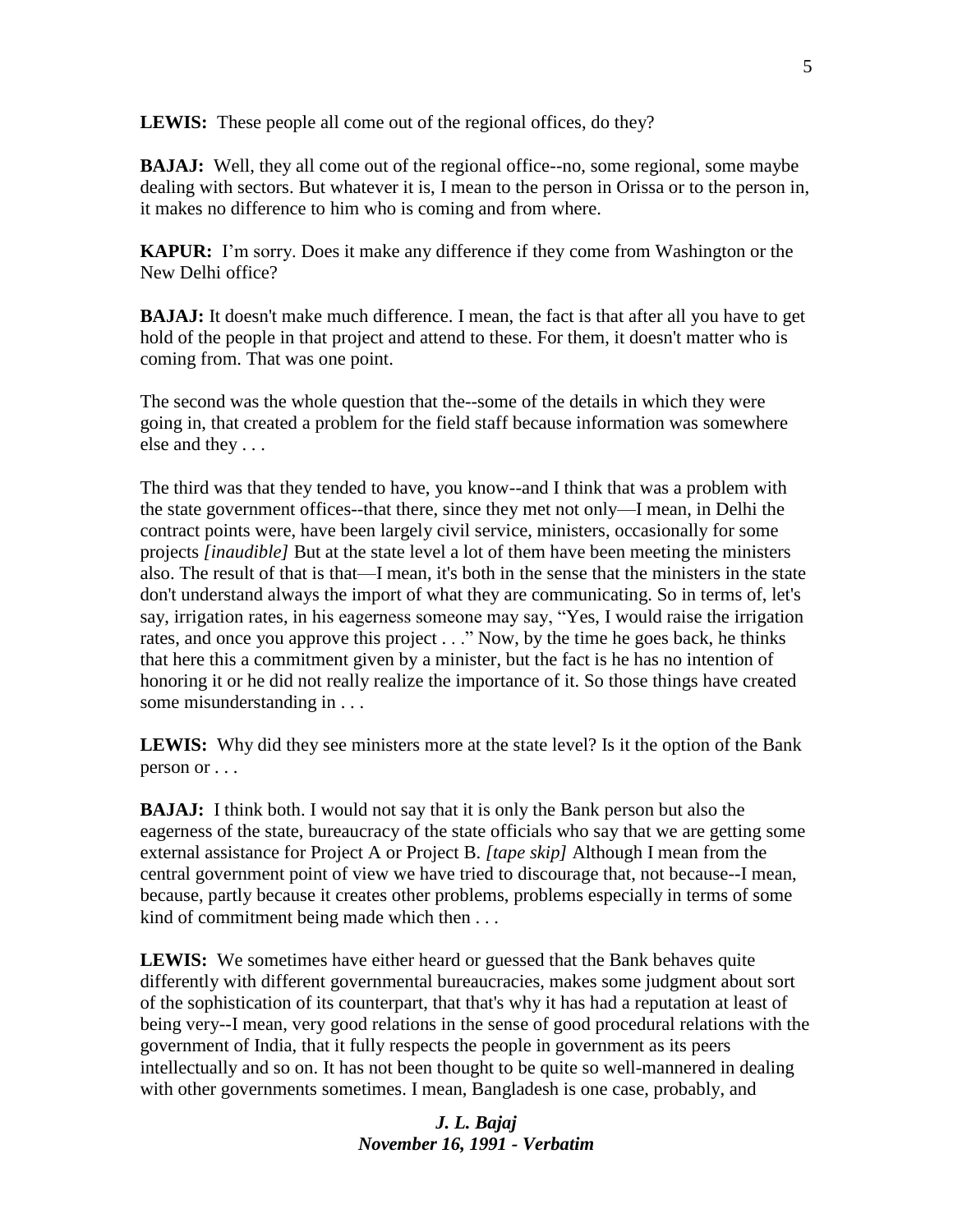**LEWIS:** These people all come out of the regional offices, do they?

**BAJAJ:** Well, they all come out of the regional office--no, some regional, some maybe dealing with sectors. But whatever it is, I mean to the person in Orissa or to the person in, it makes no difference to him who is coming and from where.

**KAPUR:** I'm sorry. Does it make any difference if they come from Washington or the New Delhi office?

**BAJAJ:** It doesn't make much difference. I mean, the fact is that after all you have to get hold of the people in that project and attend to these. For them, it doesn't matter who is coming from. That was one point.

The second was the whole question that the--some of the details in which they were going in, that created a problem for the field staff because information was somewhere else and they . . .

The third was that they tended to have, you know--and I think that was a problem with the state government offices--that there, since they met not only—I mean, in Delhi the contract points were, have been largely civil service, ministers, occasionally for some projects *[inaudible]* But at the state level a lot of them have been meeting the ministers also. The result of that is that—I mean, it's both in the sense that the ministers in the state don't understand always the import of what they are communicating. So in terms of, let's say, irrigation rates, in his eagerness someone may say, "Yes, I would raise the irrigation rates, and once you approve this project . . ." Now, by the time he goes back, he thinks that here this a commitment given by a minister, but the fact is he has no intention of honoring it or he did not really realize the importance of it. So those things have created some misunderstanding in . . .

**LEWIS:** Why did they see ministers more at the state level? Is it the option of the Bank person or . . .

**BAJAJ:** I think both. I would not say that it is only the Bank person but also the eagerness of the state, bureaucracy of the state officials who say that we are getting some external assistance for Project A or Project B. *[tape skip]* Although I mean from the central government point of view we have tried to discourage that, not because--I mean, because, partly because it creates other problems, problems especially in terms of some kind of commitment being made which then . . .

**LEWIS:** We sometimes have either heard or guessed that the Bank behaves quite differently with different governmental bureaucracies, makes some judgment about sort of the sophistication of its counterpart, that that's why it has had a reputation at least of being very--I mean, very good relations in the sense of good procedural relations with the government of India, that it fully respects the people in government as its peers intellectually and so on. It has not been thought to be quite so well-mannered in dealing with other governments sometimes. I mean, Bangladesh is one case, probably, and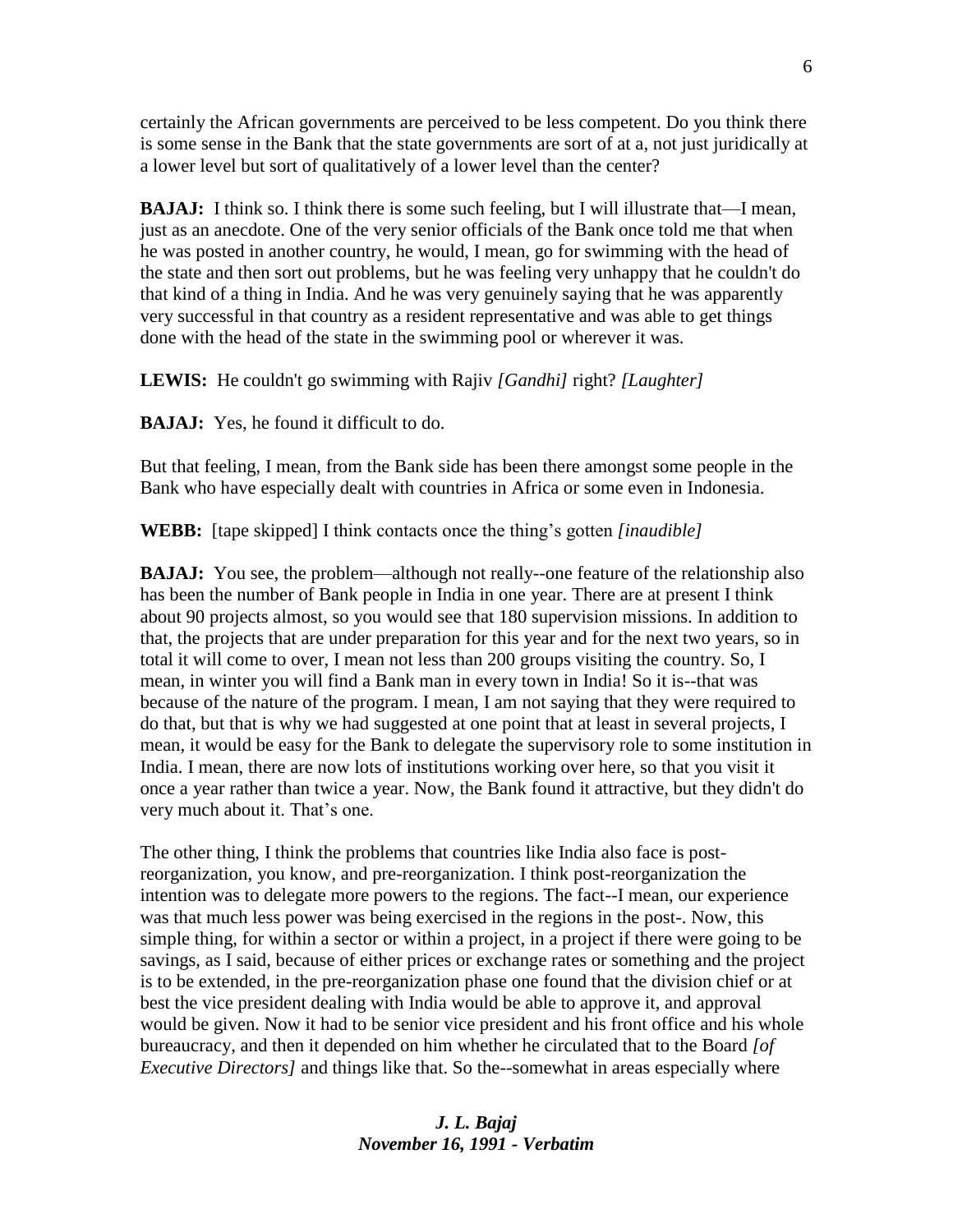certainly the African governments are perceived to be less competent. Do you think there is some sense in the Bank that the state governments are sort of at a, not just juridically at a lower level but sort of qualitatively of a lower level than the center?

**BAJAJ:** I think so. I think there is some such feeling, but I will illustrate that—I mean, just as an anecdote. One of the very senior officials of the Bank once told me that when he was posted in another country, he would, I mean, go for swimming with the head of the state and then sort out problems, but he was feeling very unhappy that he couldn't do that kind of a thing in India. And he was very genuinely saying that he was apparently very successful in that country as a resident representative and was able to get things done with the head of the state in the swimming pool or wherever it was.

**LEWIS:** He couldn't go swimming with Rajiv *[Gandhi]* right? *[Laughter]*

**BAJAJ:** Yes, he found it difficult to do.

But that feeling, I mean, from the Bank side has been there amongst some people in the Bank who have especially dealt with countries in Africa or some even in Indonesia.

**WEBB:** [tape skipped] I think contacts once the thing's gotten *[inaudible]*

**BAJAJ:** You see, the problem—although not really--one feature of the relationship also has been the number of Bank people in India in one year. There are at present I think about 90 projects almost, so you would see that 180 supervision missions. In addition to that, the projects that are under preparation for this year and for the next two years, so in total it will come to over, I mean not less than 200 groups visiting the country. So, I mean, in winter you will find a Bank man in every town in India! So it is--that was because of the nature of the program. I mean, I am not saying that they were required to do that, but that is why we had suggested at one point that at least in several projects, I mean, it would be easy for the Bank to delegate the supervisory role to some institution in India. I mean, there are now lots of institutions working over here, so that you visit it once a year rather than twice a year. Now, the Bank found it attractive, but they didn't do very much about it. That's one.

The other thing, I think the problems that countries like India also face is post-reorganization, you know, and pre-reorganization. I think post-reorganization the intention was to delegate more powers to the regions. The fact--I mean, our experience was that much less power was being exercised in the regions in the post-. Now, this simple thing, for within a sector or within a project, in a project if there were going to be savings, as I said, because of either prices or exchange rates or something and the project is to be extended, in the pre-reorganization phase one found that the division chief or at best the vice president dealing with India would be able to approve it, and approval would be given. Now it had to be senior vice president and his front office and his whole bureaucracy, and then it depended on him whether he circulated that to the Board *[of Executive Directors]* and things like that. So the--somewhat in areas especially where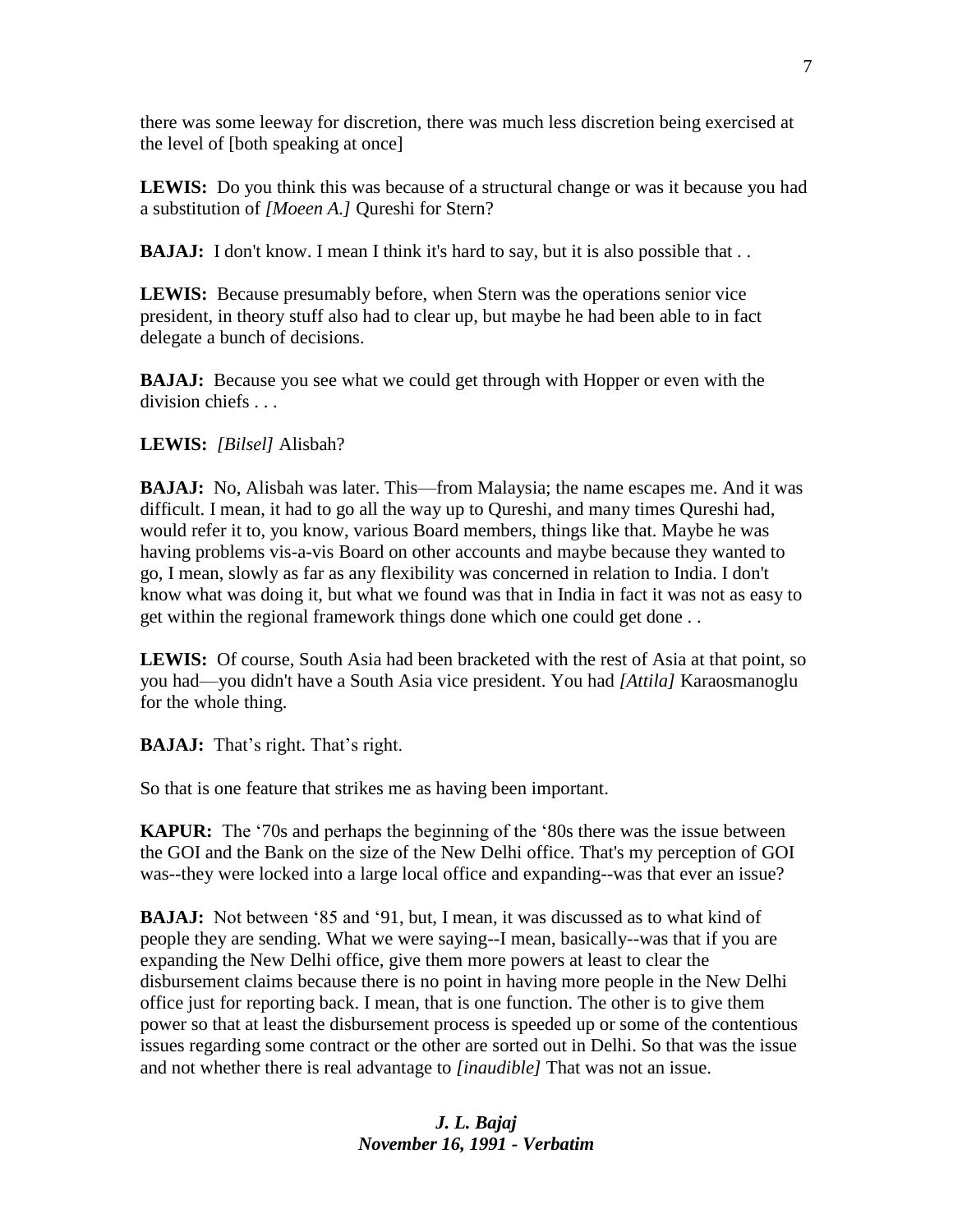there was some leeway for discretion, there was much less discretion being exercised at the level of [both speaking at once]

**LEWIS:** Do you think this was because of a structural change or was it because you had a substitution of *[Moeen A.]* Qureshi for Stern?

**BAJAJ:** I don't know. I mean I think it's hard to say, but it is also possible that . .

**LEWIS:** Because presumably before, when Stern was the operations senior vice president, in theory stuff also had to clear up, but maybe he had been able to in fact delegate a bunch of decisions.

**BAJAJ:** Because you see what we could get through with Hopper or even with the division chiefs . . .

**LEWIS:** *[Bilsel]* Alisbah?

**BAJAJ:** No, Alisbah was later. This—from Malaysia; the name escapes me. And it was difficult. I mean, it had to go all the way up to Qureshi, and many times Qureshi had, would refer it to, you know, various Board members, things like that. Maybe he was having problems vis-a-vis Board on other accounts and maybe because they wanted to go, I mean, slowly as far as any flexibility was concerned in relation to India. I don't know what was doing it, but what we found was that in India in fact it was not as easy to get within the regional framework things done which one could get done . .

**LEWIS:** Of course, South Asia had been bracketed with the rest of Asia at that point, so you had—you didn't have a South Asia vice president. You had *[Attila]* Karaosmanoglu for the whole thing.

**BAJAJ:** That's right. That's right.

So that is one feature that strikes me as having been important.

**KAPUR:** The '70s and perhaps the beginning of the '80s there was the issue between the GOI and the Bank on the size of the New Delhi office. That's my perception of GOI was--they were locked into a large local office and expanding--was that ever an issue?

**BAJAJ:** Not between '85 and '91, but, I mean, it was discussed as to what kind of people they are sending. What we were saying--I mean, basically--was that if you are expanding the New Delhi office, give them more powers at least to clear the disbursement claims because there is no point in having more people in the New Delhi office just for reporting back. I mean, that is one function. The other is to give them power so that at least the disbursement process is speeded up or some of the contentious issues regarding some contract or the other are sorted out in Delhi. So that was the issue and not whether there is real advantage to *[inaudible]* That was not an issue.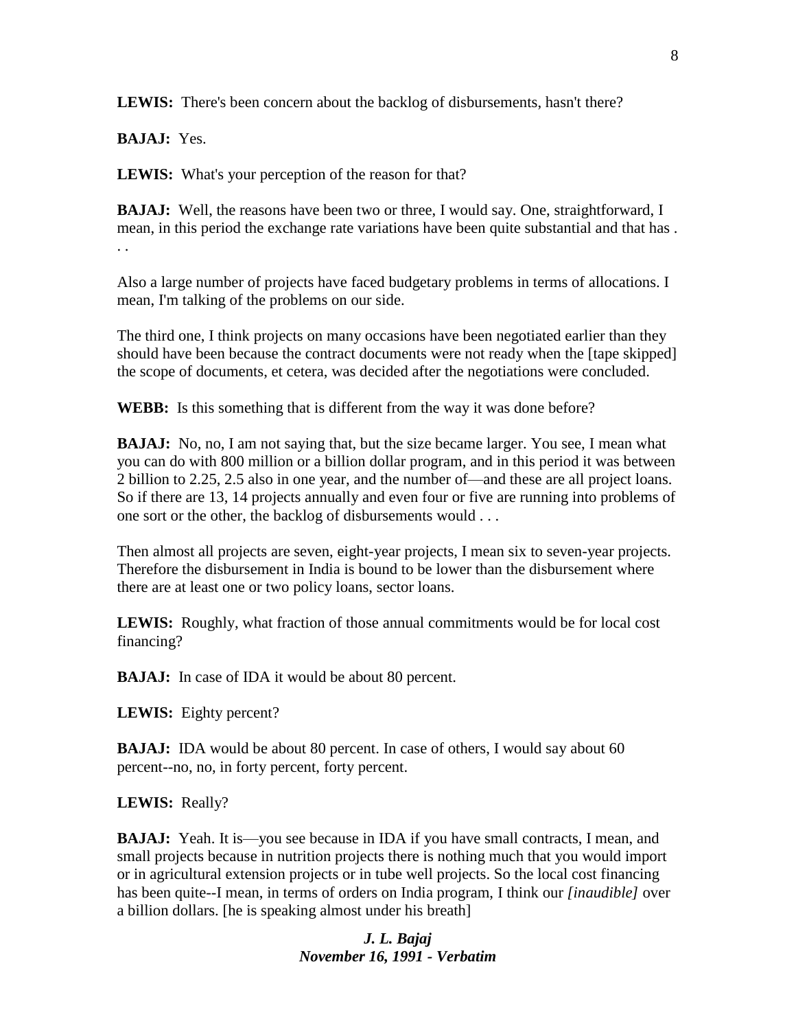**LEWIS:** There's been concern about the backlog of disbursements, hasn't there?

**BAJAJ:** Yes.

**LEWIS:** What's your perception of the reason for that?

**BAJAJ:** Well, the reasons have been two or three, I would say. One, straightforward, I mean, in this period the exchange rate variations have been quite substantial and that has . . .

Also a large number of projects have faced budgetary problems in terms of allocations. I mean, I'm talking of the problems on our side.

The third one, I think projects on many occasions have been negotiated earlier than they should have been because the contract documents were not ready when the [tape skipped] the scope of documents, et cetera, was decided after the negotiations were concluded.

**WEBB:** Is this something that is different from the way it was done before?

**BAJAJ:** No, no, I am not saying that, but the size became larger. You see, I mean what you can do with 800 million or a billion dollar program, and in this period it was between 2 billion to 2.25, 2.5 also in one year, and the number of—and these are all project loans. So if there are 13, 14 projects annually and even four or five are running into problems of one sort or the other, the backlog of disbursements would . . .

Then almost all projects are seven, eight-year projects, I mean six to seven-year projects. Therefore the disbursement in India is bound to be lower than the disbursement where there are at least one or two policy loans, sector loans.

**LEWIS:** Roughly, what fraction of those annual commitments would be for local cost financing?

**BAJAJ:** In case of IDA it would be about 80 percent.

**LEWIS:** Eighty percent?

**BAJAJ:** IDA would be about 80 percent. In case of others, I would say about 60 percent--no, no, in forty percent, forty percent.

**LEWIS:** Really?

**BAJAJ:** Yeah. It is—you see because in IDA if you have small contracts, I mean, and small projects because in nutrition projects there is nothing much that you would import or in agricultural extension projects or in tube well projects. So the local cost financing has been quite--I mean, in terms of orders on India program, I think our *[inaudible]* over a billion dollars. [he is speaking almost under his breath]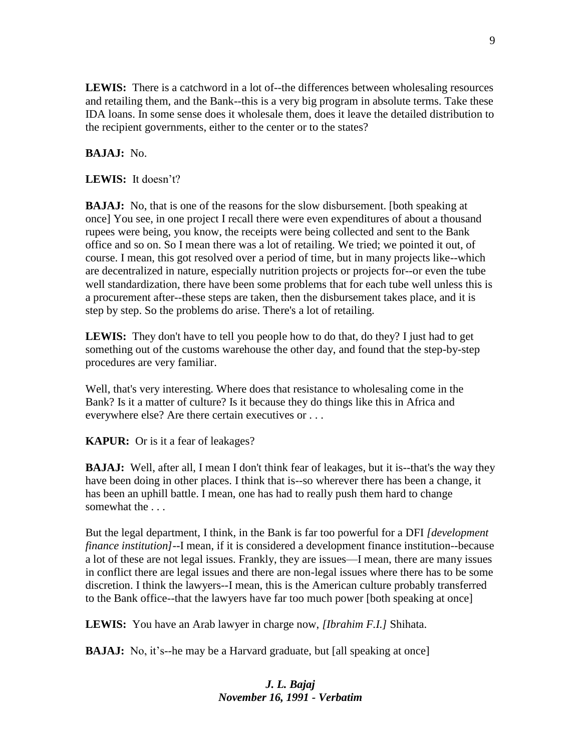**LEWIS:** There is a catchword in a lot of--the differences between wholesaling resources and retailing them, and the Bank--this is a very big program in absolute terms. Take these IDA loans. In some sense does it wholesale them, does it leave the detailed distribution to the recipient governments, either to the center or to the states?

**BAJAJ:** No.

**LEWIS:** It doesn't?

**BAJAJ:** No, that is one of the reasons for the slow disbursement. [both speaking at once] You see, in one project I recall there were even expenditures of about a thousand rupees were being, you know, the receipts were being collected and sent to the Bank office and so on. So I mean there was a lot of retailing. We tried; we pointed it out, of course. I mean, this got resolved over a period of time, but in many projects like--which are decentralized in nature, especially nutrition projects or projects for--or even the tube well standardization, there have been some problems that for each tube well unless this is a procurement after--these steps are taken, then the disbursement takes place, and it is step by step. So the problems do arise. There's a lot of retailing.

**LEWIS:** They don't have to tell you people how to do that, do they? I just had to get something out of the customs warehouse the other day, and found that the step-by-step procedures are very familiar.

Well, that's very interesting. Where does that resistance to wholesaling come in the Bank? Is it a matter of culture? Is it because they do things like this in Africa and everywhere else? Are there certain executives or . . .

**KAPUR:** Or is it a fear of leakages?

**BAJAJ:** Well, after all, I mean I don't think fear of leakages, but it is--that's the way they have been doing in other places. I think that is--so wherever there has been a change, it has been an uphill battle. I mean, one has had to really push them hard to change somewhat the . . .

But the legal department, I think, in the Bank is far too powerful for a DFI *[development finance institution]*--I mean, if it is considered a development finance institution--because a lot of these are not legal issues. Frankly, they are issues—I mean, there are many issues in conflict there are legal issues and there are non-legal issues where there has to be some discretion. I think the lawyers--I mean, this is the American culture probably transferred to the Bank office--that the lawyers have far too much power [both speaking at once]

**LEWIS:** You have an Arab lawyer in charge now, *[Ibrahim F.I.]* Shihata.

**BAJAJ:** No, it's--he may be a Harvard graduate, but [all speaking at once]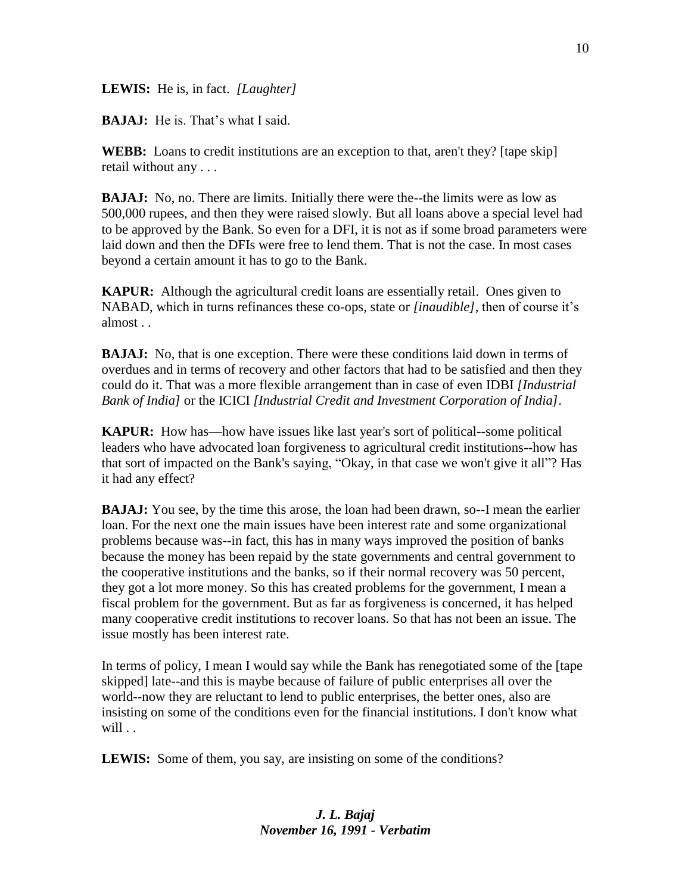**LEWIS:** He is, in fact. *[Laughter]*

**BAJAJ:** He is. That's what I said.

**WEBB:** Loans to credit institutions are an exception to that, aren't they? [tape skip] retail without any . . .

**BAJAJ:** No, no. There are limits. Initially there were the--the limits were as low as 500,000 rupees, and then they were raised slowly. But all loans above a special level had to be approved by the Bank. So even for a DFI, it is not as if some broad parameters were laid down and then the DFIs were free to lend them. That is not the case. In most cases beyond a certain amount it has to go to the Bank.

**KAPUR:** Although the agricultural credit loans are essentially retail. Ones given to NABAD, which in turns refinances these co-ops, state or *[inaudible]*, then of course it's almost . .

**BAJAJ:** No, that is one exception. There were these conditions laid down in terms of overdues and in terms of recovery and other factors that had to be satisfied and then they could do it. That was a more flexible arrangement than in case of even IDBI *[Industrial Bank of India]* or the ICICI *[Industrial Credit and Investment Corporation of India]*.

**KAPUR:** How has—how have issues like last year's sort of political--some political leaders who have advocated loan forgiveness to agricultural credit institutions--how has that sort of impacted on the Bank's saying, "Okay, in that case we won't give it all"? Has it had any effect?

**BAJAJ:** You see, by the time this arose, the loan had been drawn, so--I mean the earlier loan. For the next one the main issues have been interest rate and some organizational problems because was--in fact, this has in many ways improved the position of banks because the money has been repaid by the state governments and central government to the cooperative institutions and the banks, so if their normal recovery was 50 percent, they got a lot more money. So this has created problems for the government, I mean a fiscal problem for the government. But as far as forgiveness is concerned, it has helped many cooperative credit institutions to recover loans. So that has not been an issue. The issue mostly has been interest rate.

In terms of policy, I mean I would say while the Bank has renegotiated some of the [tape skipped] late--and this is maybe because of failure of public enterprises all over the world--now they are reluctant to lend to public enterprises, the better ones, also are insisting on some of the conditions even for the financial institutions. I don't know what will . .

**LEWIS:** Some of them, you say, are insisting on some of the conditions?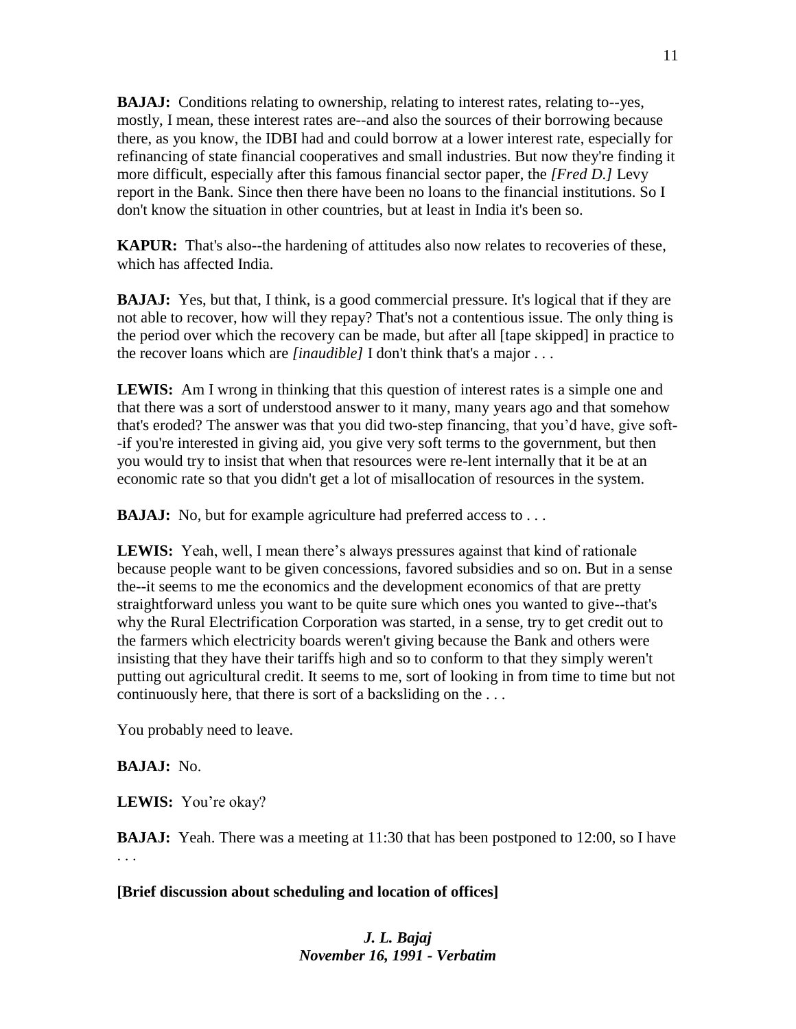**BAJAJ:** Conditions relating to ownership, relating to interest rates, relating to--yes, mostly, I mean, these interest rates are--and also the sources of their borrowing because there, as you know, the IDBI had and could borrow at a lower interest rate, especially for refinancing of state financial cooperatives and small industries. But now they're finding it more difficult, especially after this famous financial sector paper, the *[Fred D.]* Levy report in the Bank. Since then there have been no loans to the financial institutions. So I don't know the situation in other countries, but at least in India it's been so.

**KAPUR:** That's also--the hardening of attitudes also now relates to recoveries of these, which has affected India.

**BAJAJ:** Yes, but that, I think, is a good commercial pressure. It's logical that if they are not able to recover, how will they repay? That's not a contentious issue. The only thing is the period over which the recovery can be made, but after all [tape skipped] in practice to the recover loans which are *[inaudible]* I don't think that's a major . . .

**LEWIS:** Am I wrong in thinking that this question of interest rates is a simple one and that there was a sort of understood answer to it many, many years ago and that somehow that's eroded? The answer was that you did two-step financing, that you'd have, give soft--if you're interested in giving aid, you give very soft terms to the government, but then you would try to insist that when that resources were re-lent internally that it be at an economic rate so that you didn't get a lot of misallocation of resources in the system.

**BAJAJ:** No, but for example agriculture had preferred access to . . .

**LEWIS:** Yeah, well, I mean there's always pressures against that kind of rationale because people want to be given concessions, favored subsidies and so on. But in a sense the--it seems to me the economics and the development economics of that are pretty straightforward unless you want to be quite sure which ones you wanted to give--that's why the Rural Electrification Corporation was started, in a sense, try to get credit out to the farmers which electricity boards weren't giving because the Bank and others were insisting that they have their tariffs high and so to conform to that they simply weren't putting out agricultural credit. It seems to me, sort of looking in from time to time but not continuously here, that there is sort of a backsliding on the . . .

You probably need to leave.

**BAJAJ:** No.

**LEWIS:** You're okay?

**BAJAJ:** Yeah. There was a meeting at 11:30 that has been postponed to 12:00, so I have . . .

**[Brief discussion about scheduling and location of offices]**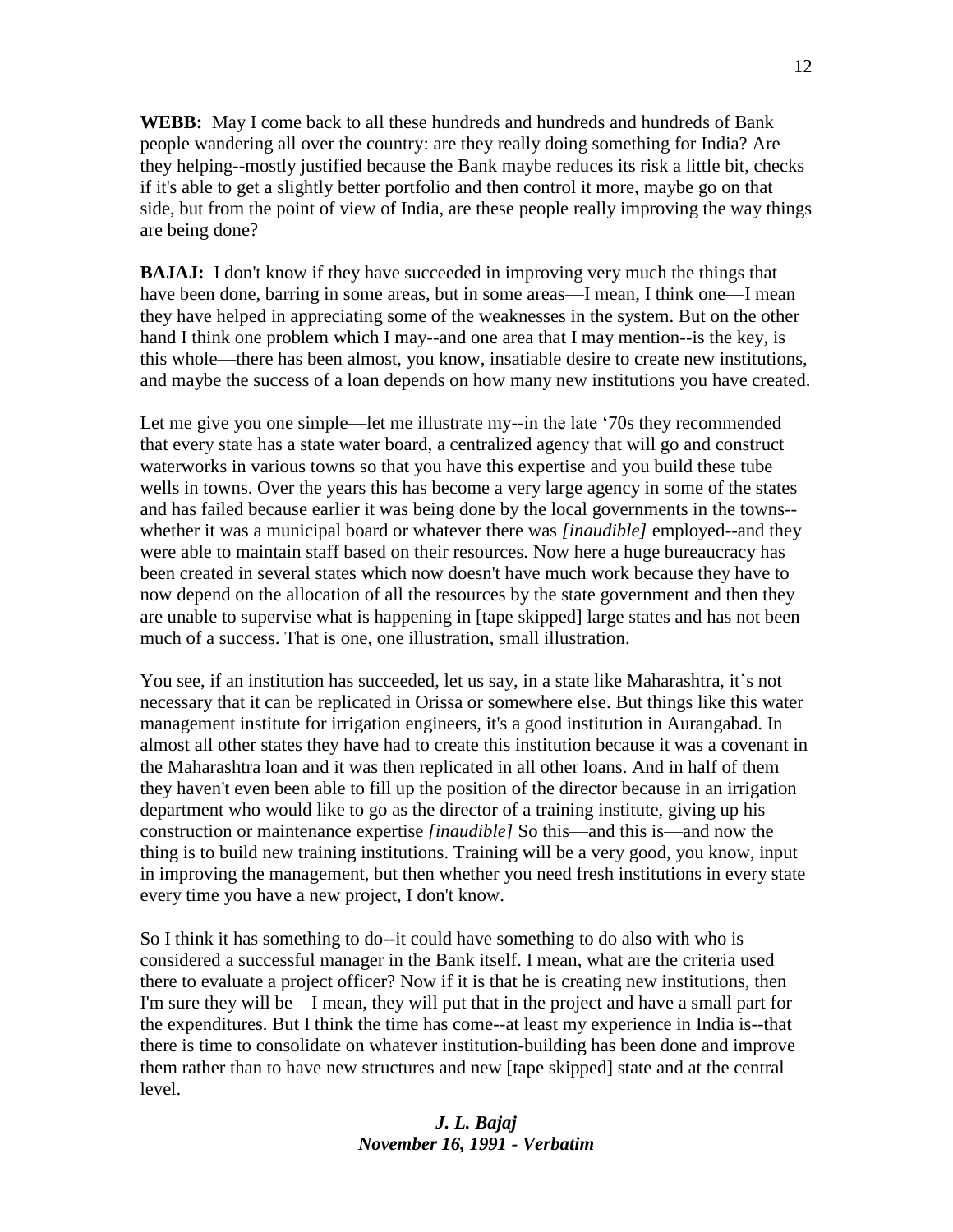**WEBB:** May I come back to all these hundreds and hundreds and hundreds of Bank people wandering all over the country: are they really doing something for India? Are they helping--mostly justified because the Bank maybe reduces its risk a little bit, checks if it's able to get a slightly better portfolio and then control it more, maybe go on that side, but from the point of view of India, are these people really improving the way things are being done?

**BAJAJ:** I don't know if they have succeeded in improving very much the things that have been done, barring in some areas, but in some areas—I mean, I think one—I mean they have helped in appreciating some of the weaknesses in the system. But on the other hand I think one problem which I may--and one area that I may mention--is the key, is this whole—there has been almost, you know, insatiable desire to create new institutions, and maybe the success of a loan depends on how many new institutions you have created.

Let me give you one simple—let me illustrate my--in the late '70s they recommended that every state has a state water board, a centralized agency that will go and construct waterworks in various towns so that you have this expertise and you build these tube wells in towns. Over the years this has become a very large agency in some of the states and has failed because earlier it was being done by the local governments in the towns--whether it was a municipal board or whatever there was *[inaudible]* employed--and they were able to maintain staff based on their resources. Now here a huge bureaucracy has been created in several states which now doesn't have much work because they have to now depend on the allocation of all the resources by the state government and then they are unable to supervise what is happening in [tape skipped] large states and has not been much of a success. That is one, one illustration, small illustration.

You see, if an institution has succeeded, let us say, in a state like Maharashtra, it's not necessary that it can be replicated in Orissa or somewhere else. But things like this water management institute for irrigation engineers, it's a good institution in Aurangabad. In almost all other states they have had to create this institution because it was a covenant in the Maharashtra loan and it was then replicated in all other loans. And in half of them they haven't even been able to fill up the position of the director because in an irrigation department who would like to go as the director of a training institute, giving up his construction or maintenance expertise *[inaudible]* So this—and this is—and now the thing is to build new training institutions. Training will be a very good, you know, input in improving the management, but then whether you need fresh institutions in every state every time you have a new project, I don't know.

So I think it has something to do--it could have something to do also with who is considered a successful manager in the Bank itself. I mean, what are the criteria used there to evaluate a project officer? Now if it is that he is creating new institutions, then I'm sure they will be—I mean, they will put that in the project and have a small part for the expenditures. But I think the time has come--at least my experience in India is--that there is time to consolidate on whatever institution-building has been done and improve them rather than to have new structures and new [tape skipped] state and at the central level.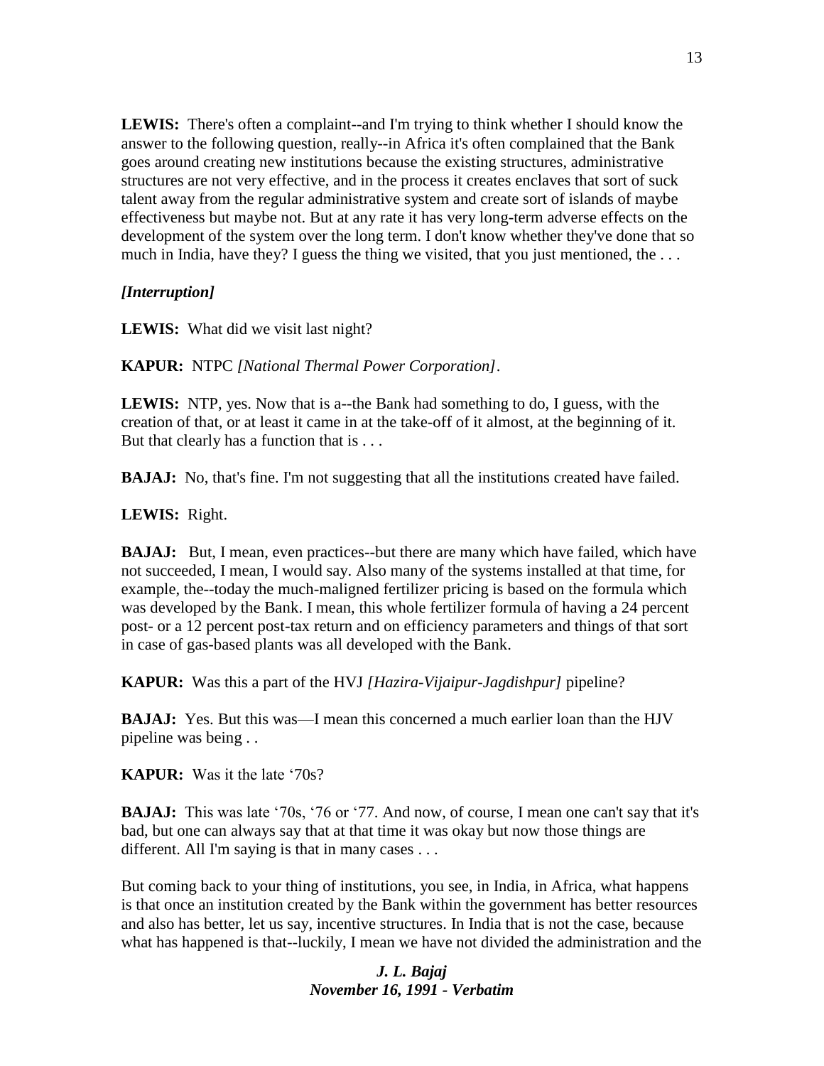**LEWIS:** There's often a complaint--and I'm trying to think whether I should know the answer to the following question, really--in Africa it's often complained that the Bank goes around creating new institutions because the existing structures, administrative structures are not very effective, and in the process it creates enclaves that sort of suck talent away from the regular administrative system and create sort of islands of maybe effectiveness but maybe not. But at any rate it has very long-term adverse effects on the development of the system over the long term. I don't know whether they've done that so much in India, have they? I guess the thing we visited, that you just mentioned, the . . .

***[Interruption]***

**LEWIS:** What did we visit last night?

**KAPUR:** NTPC *[National Thermal Power Corporation]*.

**LEWIS:** NTP, yes. Now that is a--the Bank had something to do, I guess, with the creation of that, or at least it came in at the take-off of it almost, at the beginning of it. But that clearly has a function that is . . .

**BAJAJ:** No, that's fine. I'm not suggesting that all the institutions created have failed.

**LEWIS:** Right.

**BAJAJ:** But, I mean, even practices--but there are many which have failed, which have not succeeded, I mean, I would say. Also many of the systems installed at that time, for example, the--today the much-maligned fertilizer pricing is based on the formula which was developed by the Bank. I mean, this whole fertilizer formula of having a 24 percent post- or a 12 percent post-tax return and on efficiency parameters and things of that sort in case of gas-based plants was all developed with the Bank.

**KAPUR:** Was this a part of the HVJ *[Hazira-Vijaipur-Jagdishpur]* pipeline?

**BAJAJ:** Yes. But this was—I mean this concerned a much earlier loan than the HJV pipeline was being . .

**KAPUR:** Was it the late '70s?

**BAJAJ:** This was late '70s, '76 or '77. And now, of course, I mean one can't say that it's bad, but one can always say that at that time it was okay but now those things are different. All I'm saying is that in many cases . . .

But coming back to your thing of institutions, you see, in India, in Africa, what happens is that once an institution created by the Bank within the government has better resources and also has better, let us say, incentive structures. In India that is not the case, because what has happened is that--luckily, I mean we have not divided the administration and the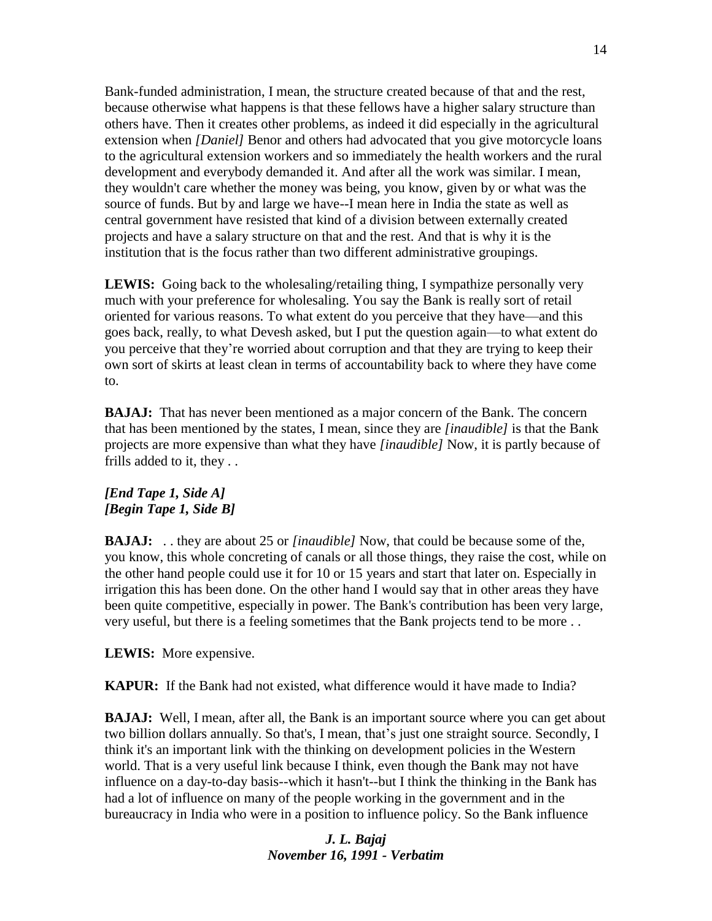Bank-funded administration, I mean, the structure created because of that and the rest, because otherwise what happens is that these fellows have a higher salary structure than others have. Then it creates other problems, as indeed it did especially in the agricultural extension when *[Daniel]* Benor and others had advocated that you give motorcycle loans to the agricultural extension workers and so immediately the health workers and the rural development and everybody demanded it. And after all the work was similar. I mean, they wouldn't care whether the money was being, you know, given by or what was the source of funds. But by and large we have--I mean here in India the state as well as central government have resisted that kind of a division between externally created projects and have a salary structure on that and the rest. And that is why it is the institution that is the focus rather than two different administrative groupings.

**LEWIS:** Going back to the wholesaling/retailing thing, I sympathize personally very much with your preference for wholesaling. You say the Bank is really sort of retail oriented for various reasons. To what extent do you perceive that they have—and this goes back, really, to what Devesh asked, but I put the question again—to what extent do you perceive that they're worried about corruption and that they are trying to keep their own sort of skirts at least clean in terms of accountability back to where they have come to.

**BAJAJ:** That has never been mentioned as a major concern of the Bank. The concern that has been mentioned by the states, I mean, since they are *[inaudible]* is that the Bank projects are more expensive than what they have *[inaudible]* Now, it is partly because of frills added to it, they . .

***[End Tape 1, Side A]***
***[Begin Tape 1, Side B]***

**BAJAJ:** . . they are about 25 or *[inaudible]* Now, that could be because some of the, you know, this whole concreting of canals or all those things, they raise the cost, while on the other hand people could use it for 10 or 15 years and start that later on. Especially in irrigation this has been done. On the other hand I would say that in other areas they have been quite competitive, especially in power. The Bank's contribution has been very large, very useful, but there is a feeling sometimes that the Bank projects tend to be more . .

**LEWIS:** More expensive.

**KAPUR:** If the Bank had not existed, what difference would it have made to India?

**BAJAJ:** Well, I mean, after all, the Bank is an important source where you can get about two billion dollars annually. So that's, I mean, that's just one straight source. Secondly, I think it's an important link with the thinking on development policies in the Western world. That is a very useful link because I think, even though the Bank may not have influence on a day-to-day basis--which it hasn't--but I think the thinking in the Bank has had a lot of influence on many of the people working in the government and in the bureaucracy in India who were in a position to influence policy. So the Bank influence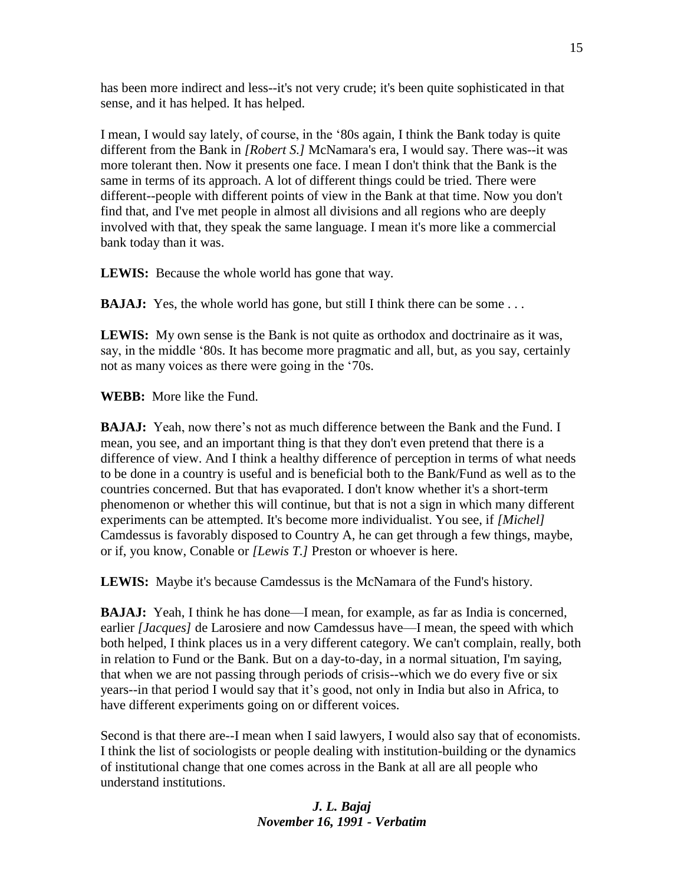has been more indirect and less--it's not very crude; it's been quite sophisticated in that sense, and it has helped. It has helped.

I mean, I would say lately, of course, in the '80s again, I think the Bank today is quite different from the Bank in *[Robert S.]* McNamara's era, I would say. There was--it was more tolerant then. Now it presents one face. I mean I don't think that the Bank is the same in terms of its approach. A lot of different things could be tried. There were different--people with different points of view in the Bank at that time. Now you don't find that, and I've met people in almost all divisions and all regions who are deeply involved with that, they speak the same language. I mean it's more like a commercial bank today than it was.

**LEWIS:** Because the whole world has gone that way.

**BAJAJ:** Yes, the whole world has gone, but still I think there can be some . . .

**LEWIS:** My own sense is the Bank is not quite as orthodox and doctrinaire as it was, say, in the middle '80s. It has become more pragmatic and all, but, as you say, certainly not as many voices as there were going in the '70s.

**WEBB:** More like the Fund.

**BAJAJ:** Yeah, now there's not as much difference between the Bank and the Fund. I mean, you see, and an important thing is that they don't even pretend that there is a difference of view. And I think a healthy difference of perception in terms of what needs to be done in a country is useful and is beneficial both to the Bank/Fund as well as to the countries concerned. But that has evaporated. I don't know whether it's a short-term phenomenon or whether this will continue, but that is not a sign in which many different experiments can be attempted. It's become more individualist. You see, if *[Michel]* Camdessus is favorably disposed to Country A, he can get through a few things, maybe, or if, you know, Conable or *[Lewis T.]* Preston or whoever is here.

**LEWIS:** Maybe it's because Camdessus is the McNamara of the Fund's history.

**BAJAJ:** Yeah, I think he has done—I mean, for example, as far as India is concerned, earlier *[Jacques]* de Larosiere and now Camdessus have—I mean, the speed with which both helped, I think places us in a very different category. We can't complain, really, both in relation to Fund or the Bank. But on a day-to-day, in a normal situation, I'm saying, that when we are not passing through periods of crisis--which we do every five or six years--in that period I would say that it's good, not only in India but also in Africa, to have different experiments going on or different voices.

Second is that there are--I mean when I said lawyers, I would also say that of economists. I think the list of sociologists or people dealing with institution-building or the dynamics of institutional change that one comes across in the Bank at all are all people who understand institutions.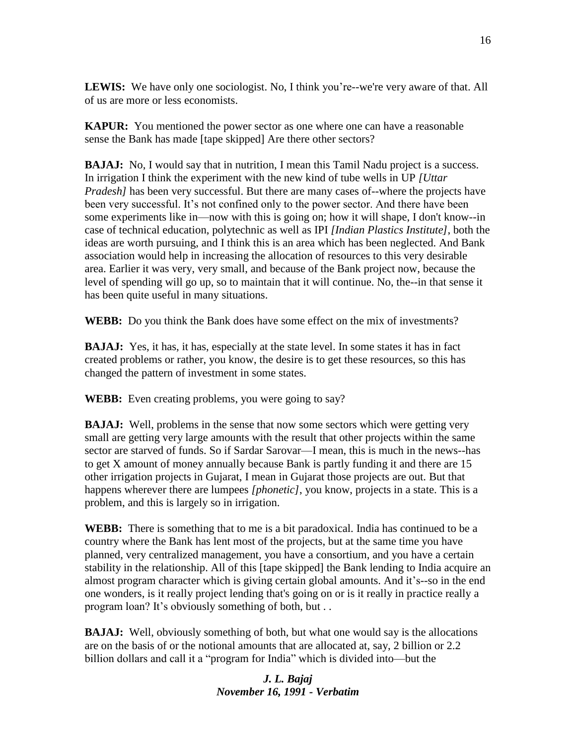**LEWIS:** We have only one sociologist. No, I think you're--we're very aware of that. All of us are more or less economists.

**KAPUR:** You mentioned the power sector as one where one can have a reasonable sense the Bank has made [tape skipped] Are there other sectors?

**BAJAJ:** No, I would say that in nutrition, I mean this Tamil Nadu project is a success. In irrigation I think the experiment with the new kind of tube wells in UP *[Uttar Pradesh]* has been very successful. But there are many cases of--where the projects have been very successful. It's not confined only to the power sector. And there have been some experiments like in—now with this is going on; how it will shape, I don't know--in case of technical education, polytechnic as well as IPI *[Indian Plastics Institute]*, both the ideas are worth pursuing, and I think this is an area which has been neglected. And Bank association would help in increasing the allocation of resources to this very desirable area. Earlier it was very, very small, and because of the Bank project now, because the level of spending will go up, so to maintain that it will continue. No, the--in that sense it has been quite useful in many situations.

**WEBB:** Do you think the Bank does have some effect on the mix of investments?

**BAJAJ:** Yes, it has, it has, especially at the state level. In some states it has in fact created problems or rather, you know, the desire is to get these resources, so this has changed the pattern of investment in some states.

**WEBB:** Even creating problems, you were going to say?

**BAJAJ:** Well, problems in the sense that now some sectors which were getting very small are getting very large amounts with the result that other projects within the same sector are starved of funds. So if Sardar Sarovar—I mean, this is much in the news--has to get X amount of money annually because Bank is partly funding it and there are 15 other irrigation projects in Gujarat, I mean in Gujarat those projects are out. But that happens wherever there are lumpees *[phonetic]*, you know, projects in a state. This is a problem, and this is largely so in irrigation.

**WEBB:** There is something that to me is a bit paradoxical. India has continued to be a country where the Bank has lent most of the projects, but at the same time you have planned, very centralized management, you have a consortium, and you have a certain stability in the relationship. All of this [tape skipped] the Bank lending to India acquire an almost program character which is giving certain global amounts. And it's--so in the end one wonders, is it really project lending that's going on or is it really in practice really a program loan? It's obviously something of both, but . .

**BAJAJ:** Well, obviously something of both, but what one would say is the allocations are on the basis of or the notional amounts that are allocated at, say, 2 billion or 2.2 billion dollars and call it a "program for India" which is divided into—but the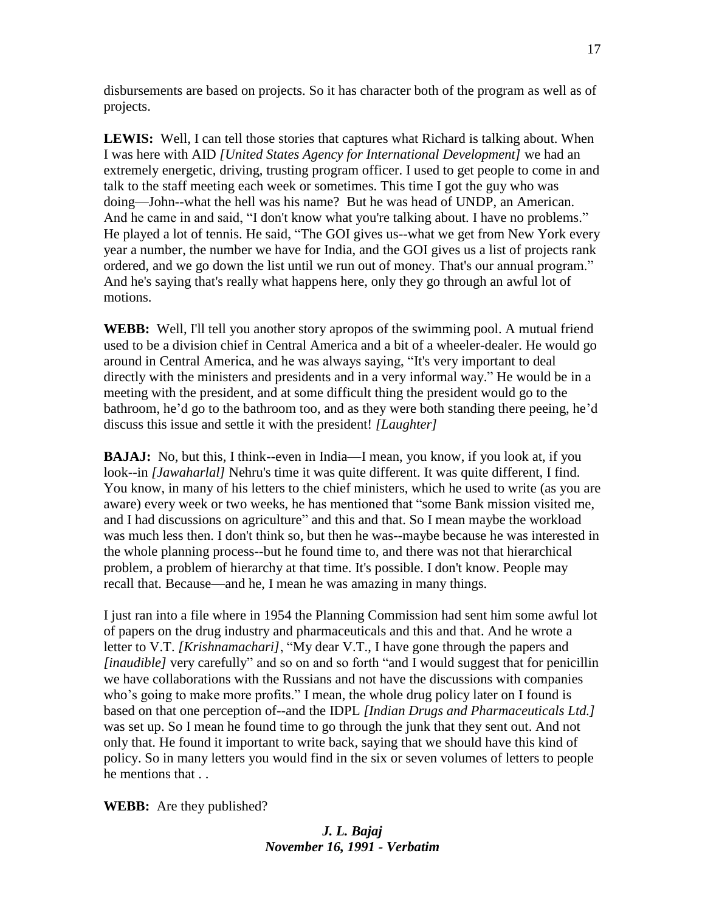disbursements are based on projects. So it has character both of the program as well as of projects.

**LEWIS:** Well, I can tell those stories that captures what Richard is talking about. When I was here with AID *[United States Agency for International Development]* we had an extremely energetic, driving, trusting program officer. I used to get people to come in and talk to the staff meeting each week or sometimes. This time I got the guy who was doing—John--what the hell was his name? But he was head of UNDP, an American. And he came in and said, "I don't know what you're talking about. I have no problems." He played a lot of tennis. He said, "The GOI gives us--what we get from New York every year a number, the number we have for India, and the GOI gives us a list of projects rank ordered, and we go down the list until we run out of money. That's our annual program." And he's saying that's really what happens here, only they go through an awful lot of motions.

**WEBB:** Well, I'll tell you another story apropos of the swimming pool. A mutual friend used to be a division chief in Central America and a bit of a wheeler-dealer. He would go around in Central America, and he was always saying, "It's very important to deal directly with the ministers and presidents and in a very informal way." He would be in a meeting with the president, and at some difficult thing the president would go to the bathroom, he'd go to the bathroom too, and as they were both standing there peeing, he'd discuss this issue and settle it with the president! *[Laughter]*

**BAJAJ:** No, but this, I think--even in India—I mean, you know, if you look at, if you look--in *[Jawaharlal]* Nehru's time it was quite different. It was quite different, I find. You know, in many of his letters to the chief ministers, which he used to write (as you are aware) every week or two weeks, he has mentioned that "some Bank mission visited me, and I had discussions on agriculture" and this and that. So I mean maybe the workload was much less then. I don't think so, but then he was--maybe because he was interested in the whole planning process--but he found time to, and there was not that hierarchical problem, a problem of hierarchy at that time. It's possible. I don't know. People may recall that. Because—and he, I mean he was amazing in many things.

I just ran into a file where in 1954 the Planning Commission had sent him some awful lot of papers on the drug industry and pharmaceuticals and this and that. And he wrote a letter to V.T. *[Krishnamachari]*, "My dear V.T., I have gone through the papers and *[inaudible]* very carefully" and so on and so forth "and I would suggest that for penicillin we have collaborations with the Russians and not have the discussions with companies who's going to make more profits." I mean, the whole drug policy later on I found is based on that one perception of--and the IDPL *[Indian Drugs and Pharmaceuticals Ltd.]* was set up. So I mean he found time to go through the junk that they sent out. And not only that. He found it important to write back, saying that we should have this kind of policy. So in many letters you would find in the six or seven volumes of letters to people he mentions that . .

**WEBB:** Are they published?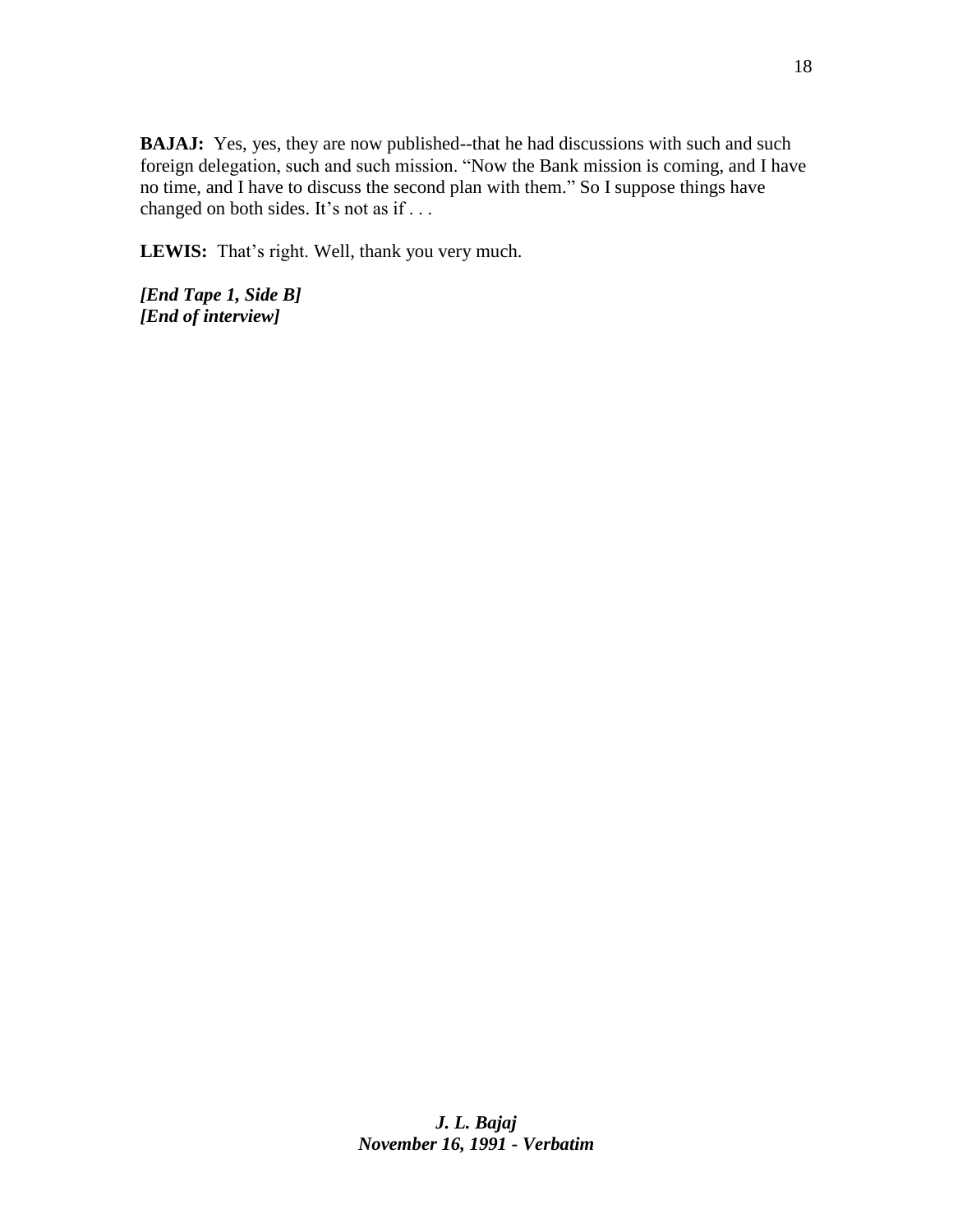**BAJAJ:** Yes, yes, they are now published--that he had discussions with such and such foreign delegation, such and such mission. “Now the Bank mission is coming, and I have no time, and I have to discuss the second plan with them.” So I suppose things have changed on both sides. It’s not as if . . .

**LEWIS:** That’s right. Well, thank you very much.

***[End Tape 1, Side B]***
***[End of interview]***